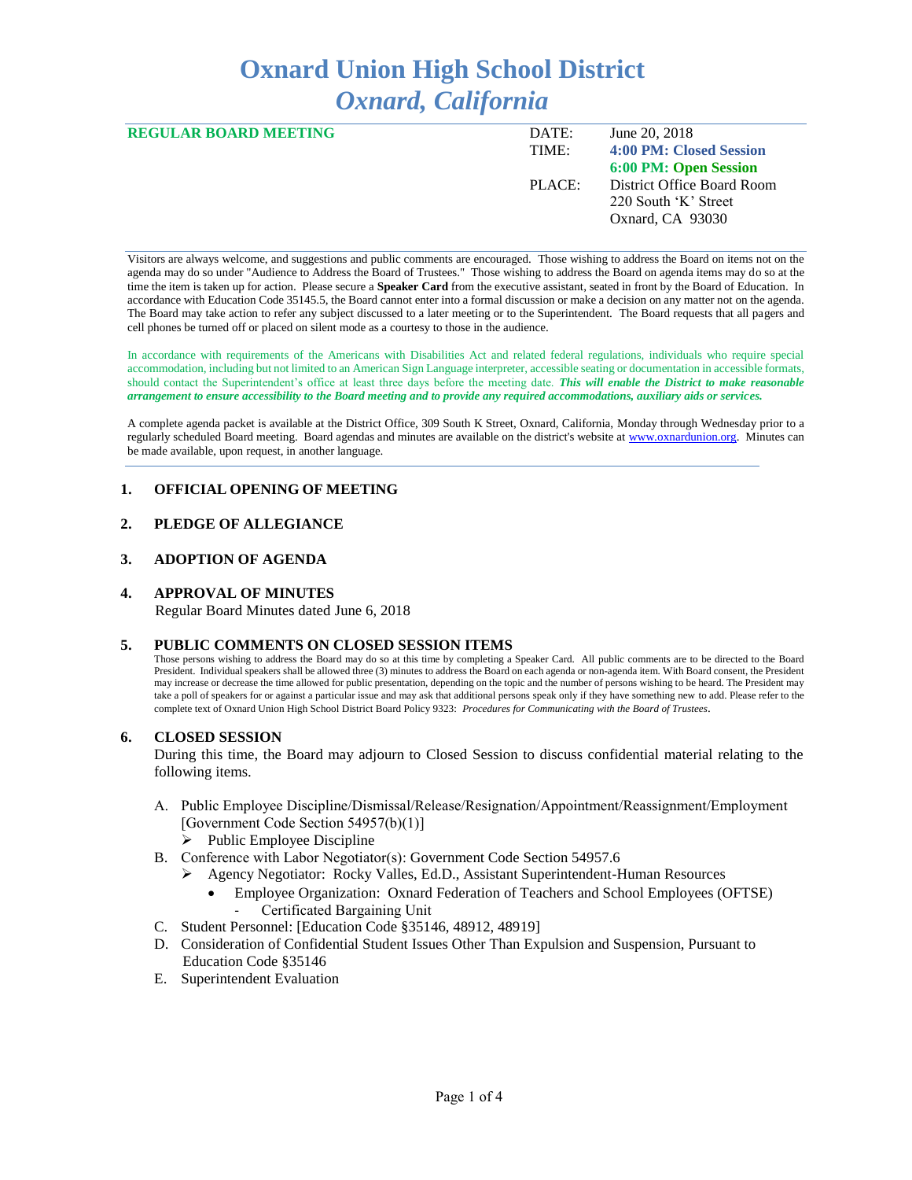# Oxnard Union High School District
## *Oxnard, California*

**REGULAR BOARD MEETING**

| | |
|---|---|
| DATE: | June 20, 2018 |
| TIME: | **4:00 PM: Closed Session** |
| | **6:00 PM: Open Session** |
| PLACE: | District Office Board Room |
| | 220 South 'K' Street |
| | Oxnard, CA 93030 |

Visitors are always welcome, and suggestions and public comments are encouraged. Those wishing to address the Board on items not on the agenda may do so under "Audience to Address the Board of Trustees." Those wishing to address the Board on agenda items may do so at the time the item is taken up for action. Please secure a **Speaker Card** from the executive assistant, seated in front by the Board of Education. In accordance with Education Code 35145.5, the Board cannot enter into a formal discussion or make a decision on any matter not on the agenda. The Board may take action to refer any subject discussed to a later meeting or to the Superintendent. The Board requests that all pagers and cell phones be turned off or placed on silent mode as a courtesy to those in the audience.

In accordance with requirements of the Americans with Disabilities Act and related federal regulations, individuals who require special accommodation, including but not limited to an American Sign Language interpreter, accessible seating or documentation in accessible formats, should contact the Superintendent's office at least three days before the meeting date. ***This will enable the District to make reasonable arrangement to ensure accessibility to the Board meeting and to provide any required accommodations, auxiliary aids or services.***

A complete agenda packet is available at the District Office, 309 South K Street, Oxnard, California, Monday through Wednesday prior to a regularly scheduled Board meeting. Board agendas and minutes are available on the district's website at www.oxnardunion.org. Minutes can be made available, upon request, in another language.

**1. OFFICIAL OPENING OF MEETING**

**2. PLEDGE OF ALLEGIANCE**

**3. ADOPTION OF AGENDA**

**4. APPROVAL OF MINUTES**

Regular Board Minutes dated June 6, 2018

**5. PUBLIC COMMENTS ON CLOSED SESSION ITEMS**

Those persons wishing to address the Board may do so at this time by completing a Speaker Card. All public comments are to be directed to the Board President. Individual speakers shall be allowed three (3) minutes to address the Board on each agenda or non-agenda item. With Board consent, the President may increase or decrease the time allowed for public presentation, depending on the topic and the number of persons wishing to be heard. The President may take a poll of speakers for or against a particular issue and may ask that additional persons speak only if they have something new to add. Please refer to the complete text of Oxnard Union High School District Board Policy 9323: *Procedures for Communicating with the Board of Trustees*.

**6. CLOSED SESSION**

During this time, the Board may adjourn to Closed Session to discuss confidential material relating to the following items.

A. Public Employee Discipline/Dismissal/Release/Resignation/Appointment/Reassignment/Employment [Government Code Section 54957(b)(1)]
   - Public Employee Discipline

B. Conference with Labor Negotiator(s): Government Code Section 54957.6
   - Agency Negotiator: Rocky Valles, Ed.D., Assistant Superintendent-Human Resources
     - Employee Organization: Oxnard Federation of Teachers and School Employees (OFTSE)
       - Certificated Bargaining Unit

C. Student Personnel: [Education Code §35146, 48912, 48919]

D. Consideration of Confidential Student Issues Other Than Expulsion and Suspension, Pursuant to Education Code §35146

E. Superintendent Evaluation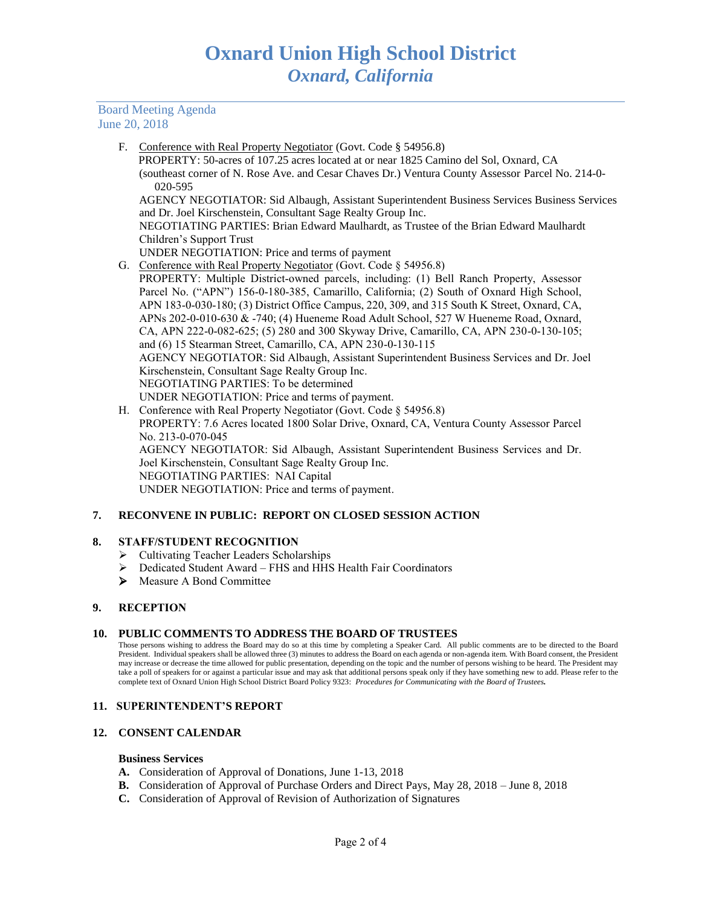F. Conference with Real Property Negotiator (Govt. Code § 54956.8)
PROPERTY: 50-acres of 107.25 acres located at or near 1825 Camino del Sol, Oxnard, CA (southeast corner of N. Rose Ave. and Cesar Chaves Dr.) Ventura County Assessor Parcel No. 214-0-020-595
AGENCY NEGOTIATOR: Sid Albaugh, Assistant Superintendent Business Services Business Services and Dr. Joel Kirschenstein, Consultant Sage Realty Group Inc.
NEGOTIATING PARTIES: Brian Edward Maulhardt, as Trustee of the Brian Edward Maulhardt Children's Support Trust
UNDER NEGOTIATION: Price and terms of payment

G. Conference with Real Property Negotiator (Govt. Code § 54956.8)
PROPERTY: Multiple District-owned parcels, including: (1) Bell Ranch Property, Assessor Parcel No. ("APN") 156-0-180-385, Camarillo, California; (2) South of Oxnard High School, APN 183-0-030-180; (3) District Office Campus, 220, 309, and 315 South K Street, Oxnard, CA, APNs 202-0-010-630 & -740; (4) Hueneme Road Adult School, 527 W Hueneme Road, Oxnard, CA, APN 222-0-082-625; (5) 280 and 300 Skyway Drive, Camarillo, CA, APN 230-0-130-105; and (6) 15 Stearman Street, Camarillo, CA, APN 230-0-130-115
AGENCY NEGOTIATOR: Sid Albaugh, Assistant Superintendent Business Services and Dr. Joel Kirschenstein, Consultant Sage Realty Group Inc.
NEGOTIATING PARTIES: To be determined
UNDER NEGOTIATION: Price and terms of payment.

H. Conference with Real Property Negotiator (Govt. Code § 54956.8)
PROPERTY: 7.6 Acres located 1800 Solar Drive, Oxnard, CA, Ventura County Assessor Parcel No. 213-0-070-045
AGENCY NEGOTIATOR: Sid Albaugh, Assistant Superintendent Business Services and Dr. Joel Kirschenstein, Consultant Sage Realty Group Inc.
NEGOTIATING PARTIES: NAI Capital
UNDER NEGOTIATION: Price and terms of payment.

## 7. RECONVENE IN PUBLIC: REPORT ON CLOSED SESSION ACTION

## 8. STAFF/STUDENT RECOGNITION

- Cultivating Teacher Leaders Scholarships
- Dedicated Student Award – FHS and HHS Health Fair Coordinators
- Measure A Bond Committee

## 9. RECEPTION

## 10. PUBLIC COMMENTS TO ADDRESS THE BOARD OF TRUSTEES

Those persons wishing to address the Board may do so at this time by completing a Speaker Card. All public comments are to be directed to the Board President. Individual speakers shall be allowed three (3) minutes to address the Board on each agenda or non-agenda item. With Board consent, the President may increase or decrease the time allowed for public presentation, depending on the topic and the number of persons wishing to be heard. The President may take a poll of speakers for or against a particular issue and may ask that additional persons speak only if they have something new to add. Please refer to the complete text of Oxnard Union High School District Board Policy 9323: *Procedures for Communicating with the Board of Trustees.*

## 11. SUPERINTENDENT'S REPORT

## 12. CONSENT CALENDAR

**Business Services**

**A.** Consideration of Approval of Donations, June 1-13, 2018
**B.** Consideration of Approval of Purchase Orders and Direct Pays, May 28, 2018 – June 8, 2018
**C.** Consideration of Approval of Revision of Authorization of Signatures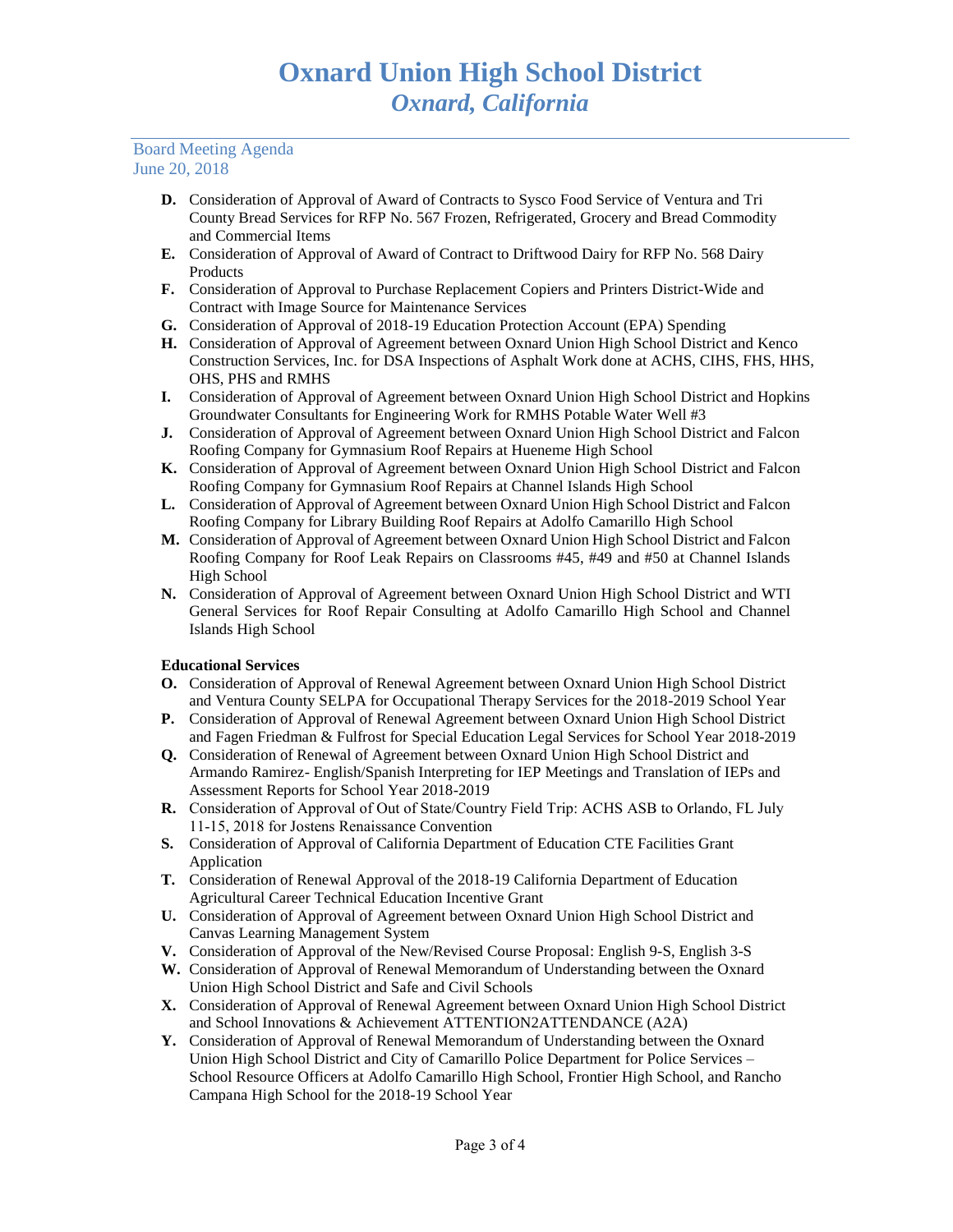**D.** Consideration of Approval of Award of Contracts to Sysco Food Service of Ventura and Tri County Bread Services for RFP No. 567 Frozen, Refrigerated, Grocery and Bread Commodity and Commercial Items

**E.** Consideration of Approval of Award of Contract to Driftwood Dairy for RFP No. 568 Dairy Products

**F.** Consideration of Approval to Purchase Replacement Copiers and Printers District-Wide and Contract with Image Source for Maintenance Services

**G.** Consideration of Approval of 2018-19 Education Protection Account (EPA) Spending

**H.** Consideration of Approval of Agreement between Oxnard Union High School District and Kenco Construction Services, Inc. for DSA Inspections of Asphalt Work done at ACHS, CIHS, FHS, HHS, OHS, PHS and RMHS

**I.** Consideration of Approval of Agreement between Oxnard Union High School District and Hopkins Groundwater Consultants for Engineering Work for RMHS Potable Water Well #3

**J.** Consideration of Approval of Agreement between Oxnard Union High School District and Falcon Roofing Company for Gymnasium Roof Repairs at Hueneme High School

**K.** Consideration of Approval of Agreement between Oxnard Union High School District and Falcon Roofing Company for Gymnasium Roof Repairs at Channel Islands High School

**L.** Consideration of Approval of Agreement between Oxnard Union High School District and Falcon Roofing Company for Library Building Roof Repairs at Adolfo Camarillo High School

**M.** Consideration of Approval of Agreement between Oxnard Union High School District and Falcon Roofing Company for Roof Leak Repairs on Classrooms #45, #49 and #50 at Channel Islands High School

**N.** Consideration of Approval of Agreement between Oxnard Union High School District and WTI General Services for Roof Repair Consulting at Adolfo Camarillo High School and Channel Islands High School

**Educational Services**

**O.** Consideration of Approval of Renewal Agreement between Oxnard Union High School District and Ventura County SELPA for Occupational Therapy Services for the 2018-2019 School Year

**P.** Consideration of Approval of Renewal Agreement between Oxnard Union High School District and Fagen Friedman & Fulfrost for Special Education Legal Services for School Year 2018-2019

**Q.** Consideration of Renewal of Agreement between Oxnard Union High School District and Armando Ramirez- English/Spanish Interpreting for IEP Meetings and Translation of IEPs and Assessment Reports for School Year 2018-2019

**R.** Consideration of Approval of Out of State/Country Field Trip: ACHS ASB to Orlando, FL July 11-15, 2018 for Jostens Renaissance Convention

**S.** Consideration of Approval of California Department of Education CTE Facilities Grant Application

**T.** Consideration of Renewal Approval of the 2018-19 California Department of Education Agricultural Career Technical Education Incentive Grant

**U.** Consideration of Approval of Agreement between Oxnard Union High School District and Canvas Learning Management System

**V.** Consideration of Approval of the New/Revised Course Proposal: English 9-S, English 3-S

**W.** Consideration of Approval of Renewal Memorandum of Understanding between the Oxnard Union High School District and Safe and Civil Schools

**X.** Consideration of Approval of Renewal Agreement between Oxnard Union High School District and School Innovations & Achievement ATTENTION2ATTENDANCE (A2A)

**Y.** Consideration of Approval of Renewal Memorandum of Understanding between the Oxnard Union High School District and City of Camarillo Police Department for Police Services – School Resource Officers at Adolfo Camarillo High School, Frontier High School, and Rancho Campana High School for the 2018-19 School Year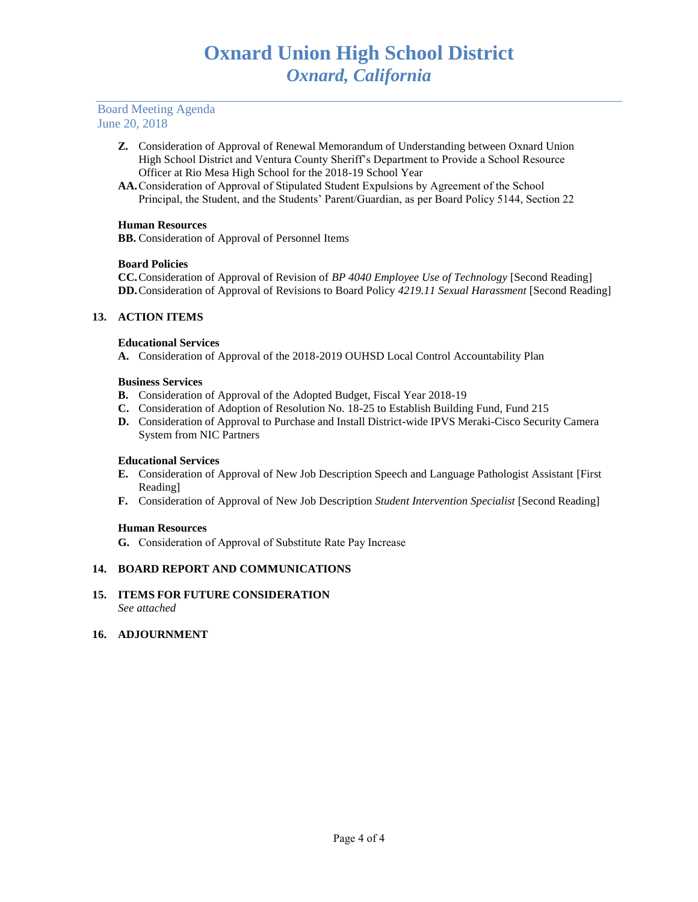**Z.** Consideration of Approval of Renewal Memorandum of Understanding between Oxnard Union High School District and Ventura County Sheriff's Department to Provide a School Resource Officer at Rio Mesa High School for the 2018-19 School Year

**AA.** Consideration of Approval of Stipulated Student Expulsions by Agreement of the School Principal, the Student, and the Students' Parent/Guardian, as per Board Policy 5144, Section 22

**Human Resources**

**BB.** Consideration of Approval of Personnel Items

**Board Policies**

**CC.** Consideration of Approval of Revision of *BP 4040 Employee Use of Technology* [Second Reading]

**DD.** Consideration of Approval of Revisions to Board Policy *4219.11 Sexual Harassment* [Second Reading]

## 13. ACTION ITEMS

**Educational Services**

**A.** Consideration of Approval of the 2018-2019 OUHSD Local Control Accountability Plan

**Business Services**

**B.** Consideration of Approval of the Adopted Budget, Fiscal Year 2018-19

**C.** Consideration of Adoption of Resolution No. 18-25 to Establish Building Fund, Fund 215

**D.** Consideration of Approval to Purchase and Install District-wide IPVS Meraki-Cisco Security Camera System from NIC Partners

**Educational Services**

**E.** Consideration of Approval of New Job Description Speech and Language Pathologist Assistant [First Reading]

**F.** Consideration of Approval of New Job Description *Student Intervention Specialist* [Second Reading]

**Human Resources**

**G.** Consideration of Approval of Substitute Rate Pay Increase

## 14. BOARD REPORT AND COMMUNICATIONS

## 15. ITEMS FOR FUTURE CONSIDERATION

*See attached*

## 16. ADJOURNMENT